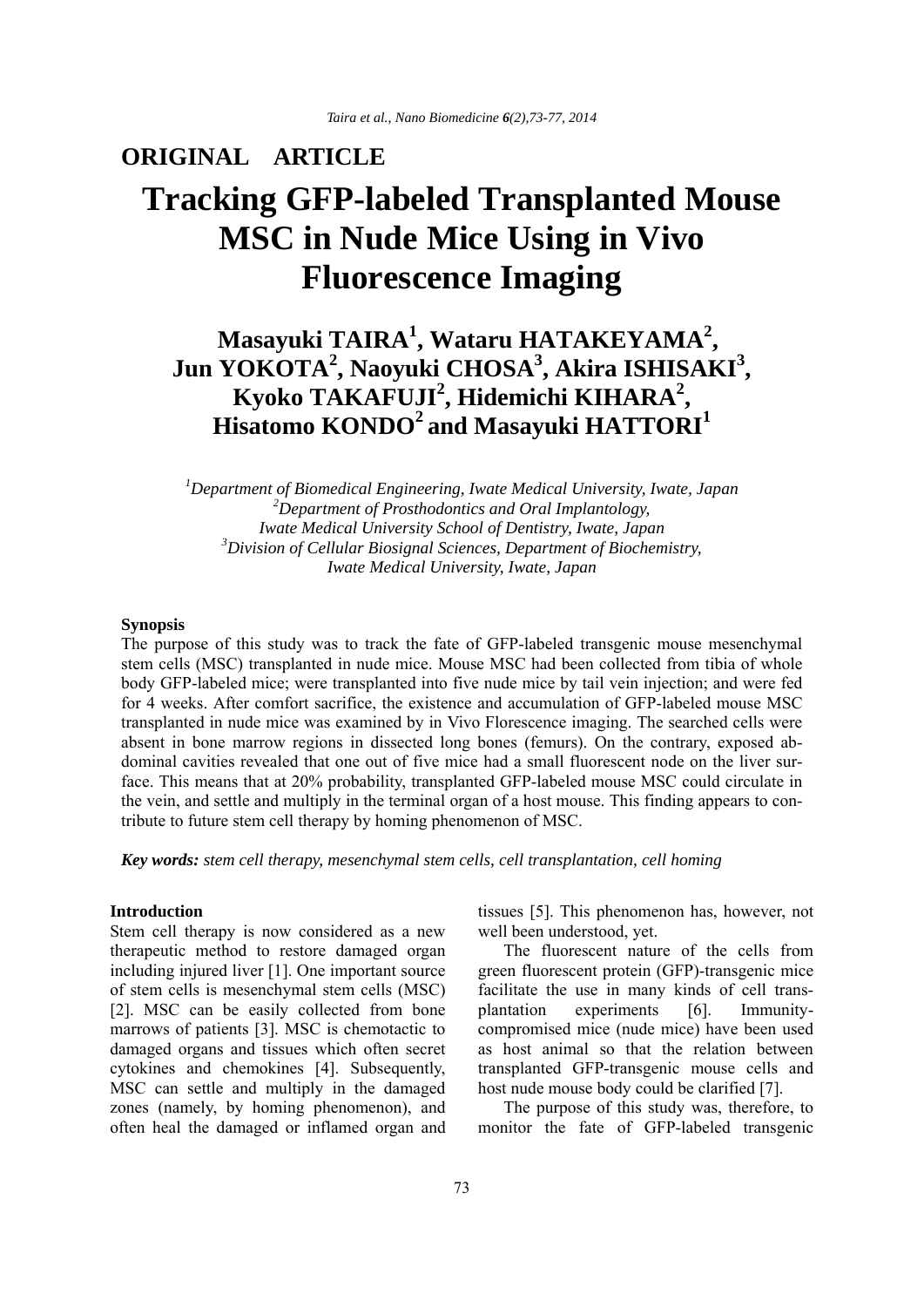**ORIGINAL ARTICLE**

# Tracking GFP-labeled Transplanted Mouse MSC in Nude Mice Using in Vivo Fluorescence Imaging

**Masayuki TAIRA[1], Wataru HATAKEYAMA[2], Jun YOKOTA[2], Naoyuki CHOSA[3], Akira ISHISAKI[3], Kyoko TAKAFUJI[2], Hidemichi KIHARA[2], Hisatomo KONDO[2] and Masayuki HATTORI[1]**

*[1]Department of Biomedical Engineering, Iwate Medical University, Iwate, Japan*
*[2]Department of Prosthodontics and Oral Implantology, Iwate Medical University School of Dentistry, Iwate, Japan*
*[3]Division of Cellular Biosignal Sciences, Department of Biochemistry, Iwate Medical University, Iwate, Japan*

**Synopsis**

The purpose of this study was to track the fate of GFP-labeled transgenic mouse mesenchymal stem cells (MSC) transplanted in nude mice. Mouse MSC had been collected from tibia of whole body GFP-labeled mice; were transplanted into five nude mice by tail vein injection; and were fed for 4 weeks. After comfort sacrifice, the existence and accumulation of GFP-labeled mouse MSC transplanted in nude mice was examined by in Vivo Florescence imaging. The searched cells were absent in bone marrow regions in dissected long bones (femurs). On the contrary, exposed abdominal cavities revealed that one out of five mice had a small fluorescent node on the liver surface. This means that at 20% probability, transplanted GFP-labeled mouse MSC could circulate in the vein, and settle and multiply in the terminal organ of a host mouse. This finding appears to contribute to future stem cell therapy by homing phenomenon of MSC.

***Key words:*** *stem cell therapy, mesenchymal stem cells, cell transplantation, cell homing*

**Introduction**

Stem cell therapy is now considered as a new therapeutic method to restore damaged organ including injured liver [1]. One important source of stem cells is mesenchymal stem cells (MSC) [2]. MSC can be easily collected from bone marrows of patients [3]. MSC is chemotactic to damaged organs and tissues which often secret cytokines and chemokines [4]. Subsequently, MSC can settle and multiply in the damaged zones (namely, by homing phenomenon), and often heal the damaged or inflamed organ and tissues [5]. This phenomenon has, however, not well been understood, yet.

The fluorescent nature of the cells from green fluorescent protein (GFP)-transgenic mice facilitate the use in many kinds of cell transplantation experiments [6]. Immunity-compromised mice (nude mice) have been used as host animal so that the relation between transplanted GFP-transgenic mouse cells and host nude mouse body could be clarified [7].

The purpose of this study was, therefore, to monitor the fate of GFP-labeled transgenic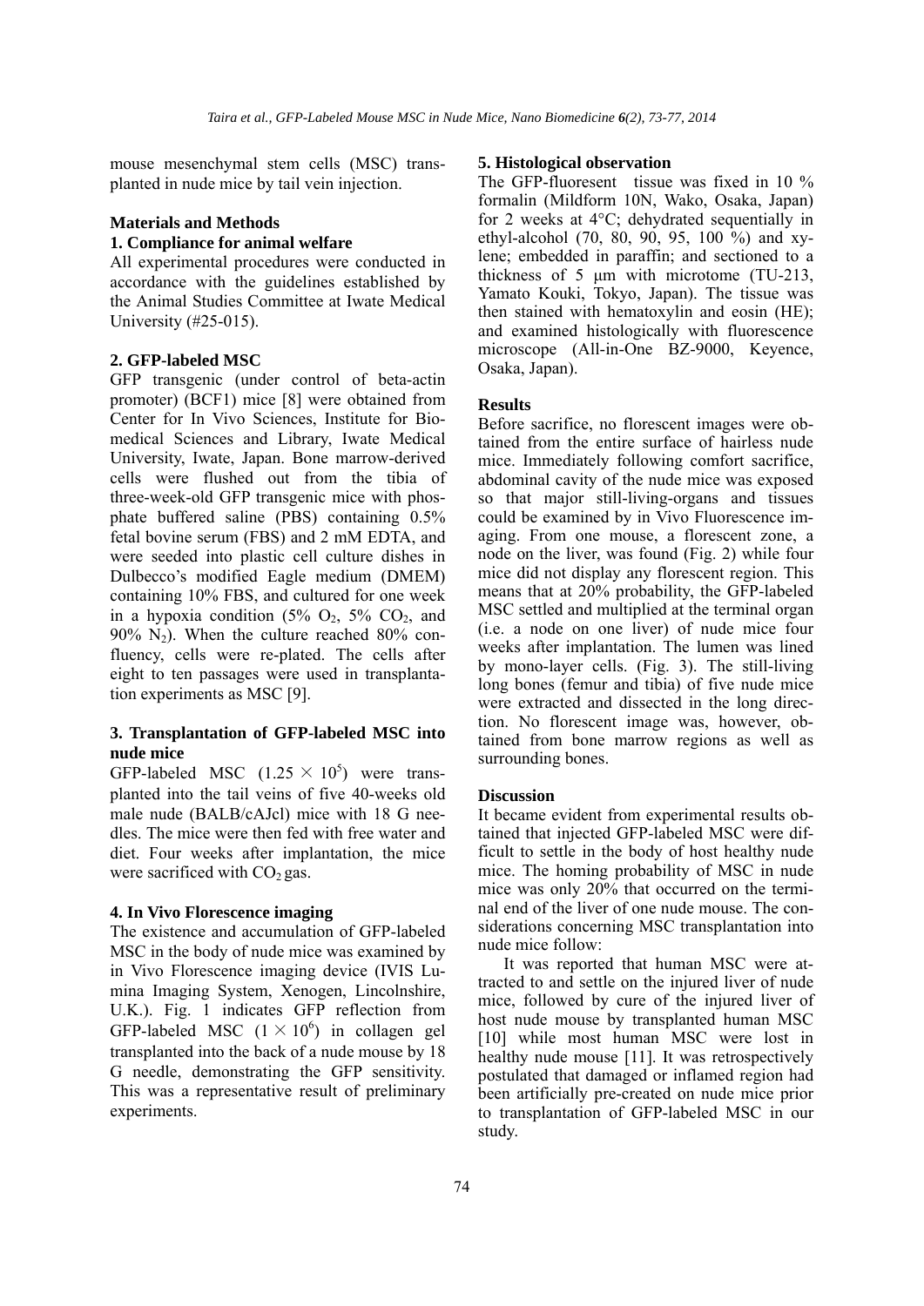mouse mesenchymal stem cells (MSC) transplanted in nude mice by tail vein injection.

## Materials and Methods

### 1. Compliance for animal welfare

All experimental procedures were conducted in accordance with the guidelines established by the Animal Studies Committee at Iwate Medical University (#25-015).

### 2. GFP-labeled MSC

GFP transgenic (under control of beta-actin promoter) (BCF1) mice [8] were obtained from Center for In Vivo Sciences, Institute for Biomedical Sciences and Library, Iwate Medical University, Iwate, Japan. Bone marrow-derived cells were flushed out from the tibia of three-week-old GFP transgenic mice with phosphate buffered saline (PBS) containing 0.5% fetal bovine serum (FBS) and 2 mM EDTA, and were seeded into plastic cell culture dishes in Dulbecco's modified Eagle medium (DMEM) containing 10% FBS, and cultured for one week in a hypoxia condition (5% $O_2$, 5% $CO_2$, and 90% $N_2$). When the culture reached 80% confluency, cells were re-plated. The cells after eight to ten passages were used in transplantation experiments as MSC [9].

### 3. Transplantation of GFP-labeled MSC into nude mice

GFP-labeled MSC ($1.25 \times 10^5$) were transplanted into the tail veins of five 40-weeks old male nude (BALB/cAJcl) mice with 18 G needles. The mice were then fed with free water and diet. Four weeks after implantation, the mice were sacrificed with $CO_2$ gas.

### 4. In Vivo Florescence imaging

The existence and accumulation of GFP-labeled MSC in the body of nude mice was examined by in Vivo Florescence imaging device (IVIS Lumina Imaging System, Xenogen, Lincolnshire, U.K.). Fig. 1 indicates GFP reflection from GFP-labeled MSC ($1 \times 10^6$) in collagen gel transplanted into the back of a nude mouse by 18 G needle, demonstrating the GFP sensitivity. This was a representative result of preliminary experiments.

### 5. Histological observation

The GFP-fluoresent tissue was fixed in 10 % formalin (Mildform 10N, Wako, Osaka, Japan) for 2 weeks at 4°C; dehydrated sequentially in ethyl-alcohol (70, 80, 90, 95, 100 %) and xylene; embedded in paraffin; and sectioned to a thickness of 5 μm with microtome (TU-213, Yamato Kouki, Tokyo, Japan). The tissue was then stained with hematoxylin and eosin (HE); and examined histologically with fluorescence microscope (All-in-One BZ-9000, Keyence, Osaka, Japan).

## Results

Before sacrifice, no florescent images were obtained from the entire surface of hairless nude mice. Immediately following comfort sacrifice, abdominal cavity of the nude mice was exposed so that major still-living-organs and tissues could be examined by in Vivo Fluorescence imaging. From one mouse, a florescent zone, a node on the liver, was found (Fig. 2) while four mice did not display any florescent region. This means that at 20% probability, the GFP-labeled MSC settled and multiplied at the terminal organ (i.e. a node on one liver) of nude mice four weeks after implantation. The lumen was lined by mono-layer cells. (Fig. 3). The still-living long bones (femur and tibia) of five nude mice were extracted and dissected in the long direction. No florescent image was, however, obtained from bone marrow regions as well as surrounding bones.

## Discussion

It became evident from experimental results obtained that injected GFP-labeled MSC were difficult to settle in the body of host healthy nude mice. The homing probability of MSC in nude mice was only 20% that occurred on the terminal end of the liver of one nude mouse. The considerations concerning MSC transplantation into nude mice follow:

It was reported that human MSC were attracted to and settle on the injured liver of nude mice, followed by cure of the injured liver of host nude mouse by transplanted human MSC [10] while most human MSC were lost in healthy nude mouse [11]. It was retrospectively postulated that damaged or inflamed region had been artificially pre-created on nude mice prior to transplantation of GFP-labeled MSC in our study.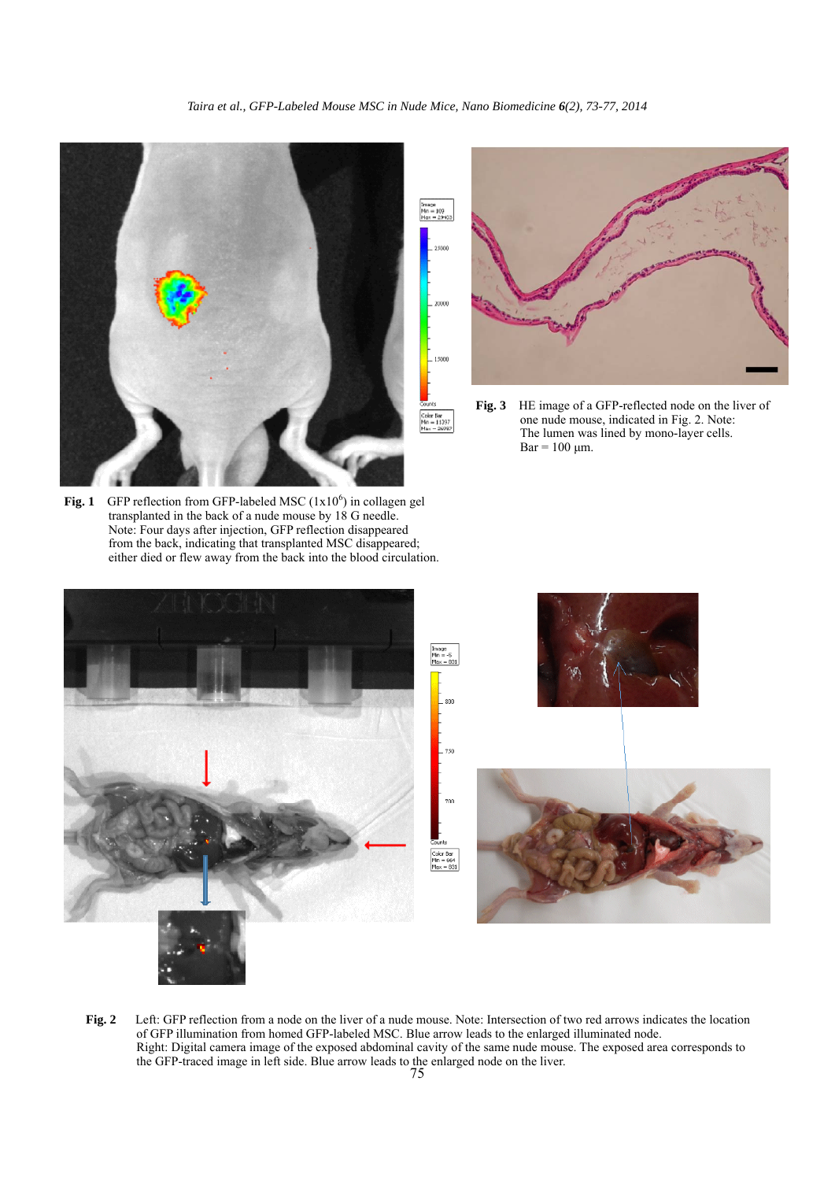**Fig. 1** GFP reflection from GFP-labeled MSC ($1 \times 10^6$) in collagen gel transplanted in the back of a nude mouse by 18 G needle. Note: Four days after injection, GFP reflection disappeared from the back, indicating that transplanted MSC disappeared; either died or flew away from the back into the blood circulation.

**Fig. 3** HE image of a GFP-reflected node on the liver of one nude mouse, indicated in Fig. 2. Note: The lumen was lined by mono-layer cells. Bar = 100 μm.

**Fig. 2** Left: GFP reflection from a node on the liver of a nude mouse. Note: Intersection of two red arrows indicates the location of GFP illumination from homed GFP-labeled MSC. Blue arrow leads to the enlarged illuminated node. Right: Digital camera image of the exposed abdominal cavity of the same nude mouse. The exposed area corresponds to the GFP-traced image in left side. Blue arrow leads to the enlarged node on the liver.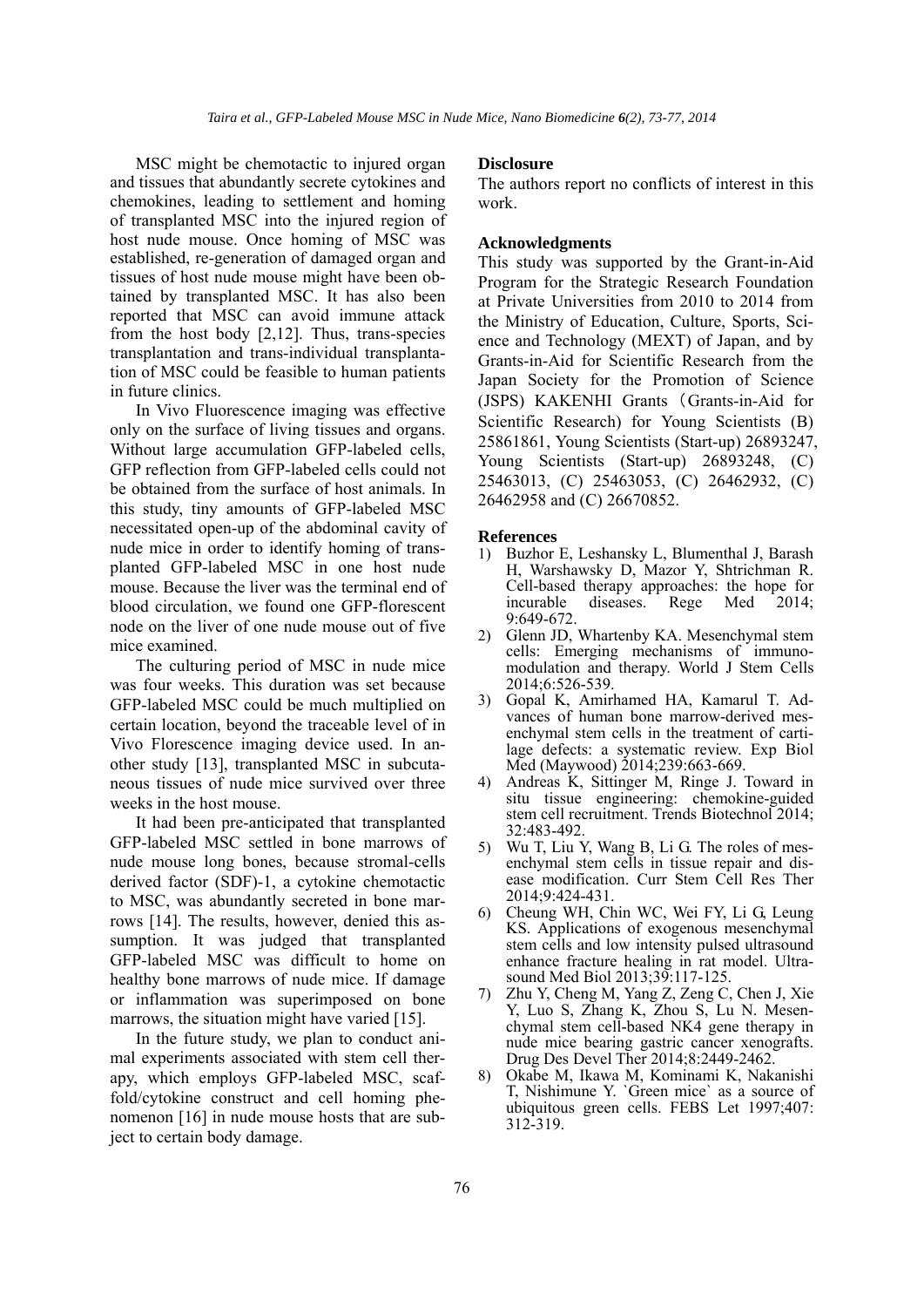MSC might be chemotactic to injured organ and tissues that abundantly secrete cytokines and chemokines, leading to settlement and homing of transplanted MSC into the injured region of host nude mouse. Once homing of MSC was established, re-generation of damaged organ and tissues of host nude mouse might have been obtained by transplanted MSC. It has also been reported that MSC can avoid immune attack from the host body [2,12]. Thus, trans-species transplantation and trans-individual transplantation of MSC could be feasible to human patients in future clinics.

In Vivo Fluorescence imaging was effective only on the surface of living tissues and organs. Without large accumulation GFP-labeled cells, GFP reflection from GFP-labeled cells could not be obtained from the surface of host animals. In this study, tiny amounts of GFP-labeled MSC necessitated open-up of the abdominal cavity of nude mice in order to identify homing of transplanted GFP-labeled MSC in one host nude mouse. Because the liver was the terminal end of blood circulation, we found one GFP-florescent node on the liver of one nude mouse out of five mice examined.

The culturing period of MSC in nude mice was four weeks. This duration was set because GFP-labeled MSC could be much multiplied on certain location, beyond the traceable level of in Vivo Florescence imaging device used. In another study [13], transplanted MSC in subcutaneous tissues of nude mice survived over three weeks in the host mouse.

It had been pre-anticipated that transplanted GFP-labeled MSC settled in bone marrows of nude mouse long bones, because stromal-cells derived factor (SDF)-1, a cytokine chemotactic to MSC, was abundantly secreted in bone marrows [14]. The results, however, denied this assumption. It was judged that transplanted GFP-labeled MSC was difficult to home on healthy bone marrows of nude mice. If damage or inflammation was superimposed on bone marrows, the situation might have varied [15].

In the future study, we plan to conduct animal experiments associated with stem cell therapy, which employs GFP-labeled MSC, scaffold/cytokine construct and cell homing phenomenon [16] in nude mouse hosts that are subject to certain body damage.

### Disclosure

The authors report no conflicts of interest in this work.

### Acknowledgments

This study was supported by the Grant-in-Aid Program for the Strategic Research Foundation at Private Universities from 2010 to 2014 from the Ministry of Education, Culture, Sports, Science and Technology (MEXT) of Japan, and by Grants-in-Aid for Scientific Research from the Japan Society for the Promotion of Science (JSPS) KAKENHI Grants（Grants-in-Aid for Scientific Research) for Young Scientists (B) 25861861, Young Scientists (Start-up) 26893247, Young Scientists (Start-up) 26893248, (C) 25463013, (C) 25463053, (C) 26462932, (C) 26462958 and (C) 26670852.

### References

1) Buzhor E, Leshansky L, Blumenthal J, Barash H, Warshawsky D, Mazor Y, Shtrichman R. Cell-based therapy approaches: the hope for incurable diseases. Rege Med 2014; 9:649-672.
2) Glenn JD, Whartenby KA. Mesenchymal stem cells: Emerging mechanisms of immunomodulation and therapy. World J Stem Cells 2014;6:526-539.
3) Gopal K, Amirhamed HA, Kamarul T. Advances of human bone marrow-derived mesenchymal stem cells in the treatment of cartilage defects: a systematic review. Exp Biol Med (Maywood) 2014;239:663-669.
4) Andreas K, Sittinger M, Ringe J. Toward in situ tissue engineering: chemokine-guided stem cell recruitment. Trends Biotechnol 2014; 32:483-492.
5) Wu T, Liu Y, Wang B, Li G. The roles of mesenchymal stem cells in tissue repair and disease modification. Curr Stem Cell Res Ther 2014;9:424-431.
6) Cheung WH, Chin WC, Wei FY, Li G, Leung KS. Applications of exogenous mesenchymal stem cells and low intensity pulsed ultrasound enhance fracture healing in rat model. Ultrasound Med Biol 2013;39:117-125.
7) Zhu Y, Cheng M, Yang Z, Zeng C, Chen J, Xie Y, Luo S, Zhang K, Zhou S, Lu N. Mesenchymal stem cell-based NK4 gene therapy in nude mice bearing gastric cancer xenografts. Drug Des Devel Ther 2014;8:2449-2462.
8) Okabe M, Ikawa M, Kominami K, Nakanishi T, Nishimune Y. `Green mice` as a source of ubiquitous green cells. FEBS Let 1997;407: 312-319.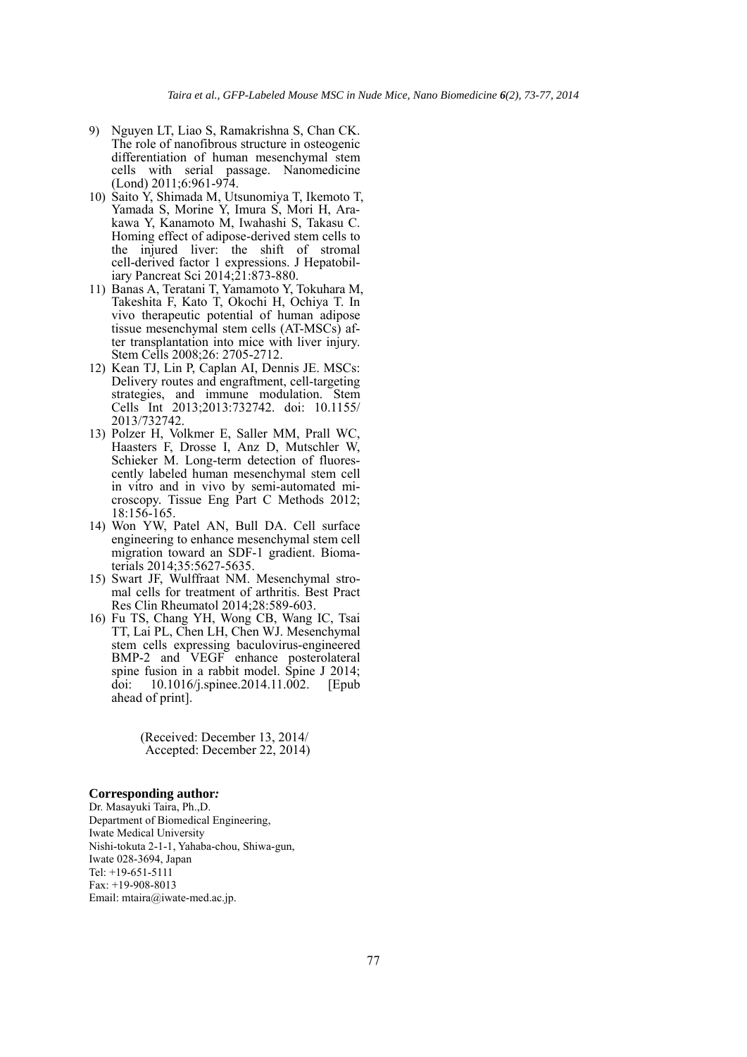9) Nguyen LT, Liao S, Ramakrishna S, Chan CK. The role of nanofibrous structure in osteogenic differentiation of human mesenchymal stem cells with serial passage. Nanomedicine (Lond) 2011;6:961-974.
10) Saito Y, Shimada M, Utsunomiya T, Ikemoto T, Yamada S, Morine Y, Imura S, Mori H, Arakawa Y, Kanamoto M, Iwahashi S, Takasu C. Homing effect of adipose-derived stem cells to the injured liver: the shift of stromal cell-derived factor 1 expressions. J Hepatobiliary Pancreat Sci 2014;21:873-880.
11) Banas A, Teratani T, Yamamoto Y, Tokuhara M, Takeshita F, Kato T, Okochi H, Ochiya T. In vivo therapeutic potential of human adipose tissue mesenchymal stem cells (AT-MSCs) after transplantation into mice with liver injury. Stem Cells 2008;26: 2705-2712.
12) Kean TJ, Lin P, Caplan AI, Dennis JE. MSCs: Delivery routes and engraftment, cell-targeting strategies, and immune modulation. Stem Cells Int 2013;2013:732742. doi: 10.1155/2013/732742.
13) Polzer H, Volkmer E, Saller MM, Prall WC, Haasters F, Drosse I, Anz D, Mutschler W, Schieker M. Long-term detection of fluorescently labeled human mesenchymal stem cell in vitro and in vivo by semi-automated microscopy. Tissue Eng Part C Methods 2012; 18:156-165.
14) Won YW, Patel AN, Bull DA. Cell surface engineering to enhance mesenchymal stem cell migration toward an SDF-1 gradient. Biomaterials 2014;35:5627-5635.
15) Swart JF, Wulffraat NM. Mesenchymal stromal cells for treatment of arthritis. Best Pract Res Clin Rheumatol 2014;28:589-603.
16) Fu TS, Chang YH, Wong CB, Wang IC, Tsai TT, Lai PL, Chen LH, Chen WJ. Mesenchymal stem cells expressing baculovirus-engineered BMP-2 and VEGF enhance posterolateral spine fusion in a rabbit model. Spine J 2014; doi: 10.1016/j.spinee.2014.11.002. [Epub ahead of print].

(Received: December 13, 2014/
Accepted: December 22, 2014)

**Corresponding author:**
Dr. Masayuki Taira, Ph.,D.
Department of Biomedical Engineering,
Iwate Medical University
Nishi-tokuta 2-1-1, Yahaba-chou, Shiwa-gun,
Iwate 028-3694, Japan
Tel: +19-651-5111
Fax: +19-908-8013
Email: mtaira@iwate-med.ac.jp.